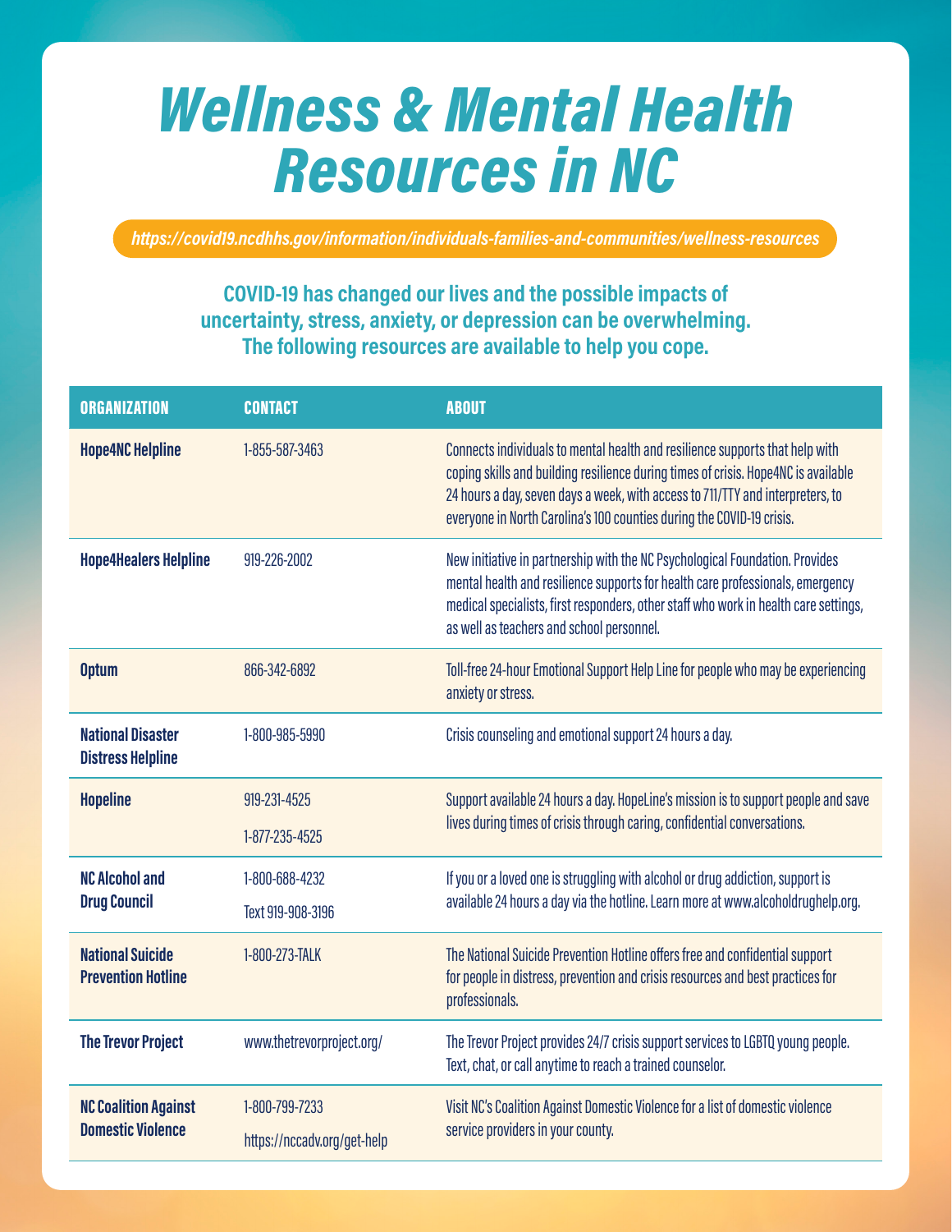# Wellness & Mental Health Resources in NC

https://covid19.ncdhhs.gov/information/individuals-families-and-communities/wellness-resources

**COVID-19 has changed our lives and the possible impacts of uncertainty, stress, anxiety, or depression can be overwhelming. The following resources are available to help you cope.**

| ORGANIZATION | CONTACT | ABOUT |
| --- | --- | --- |
| **Hope4NC Helpline** | 1-855-587-3463 | Connects individuals to mental health and resilience supports that help with coping skills and building resilience during times of crisis. Hope4NC is available 24 hours a day, seven days a week, with access to 711/TTY and interpreters, to everyone in North Carolina's 100 counties during the COVID-19 crisis. |
| **Hope4Healers Helpline** | 919-226-2002 | New initiative in partnership with the NC Psychological Foundation. Provides mental health and resilience supports for health care professionals, emergency medical specialists, first responders, other staff who work in health care settings, as well as teachers and school personnel. |
| **Optum** | 866-342-6892 | Toll-free 24-hour Emotional Support Help Line for people who may be experiencing anxiety or stress. |
| **National Disaster Distress Helpline** | 1-800-985-5990 | Crisis counseling and emotional support 24 hours a day. |
| **Hopeline** | 919-231-4525<br>1-877-235-4525 | Support available 24 hours a day. HopeLine's mission is to support people and save lives during times of crisis through caring, confidential conversations. |
| **NC Alcohol and Drug Council** | 1-800-688-4232<br>Text 919-908-3196 | If you or a loved one is struggling with alcohol or drug addiction, support is available 24 hours a day via the hotline. Learn more at www.alcoholdrughelp.org. |
| **National Suicide Prevention Hotline** | 1-800-273-TALK | The National Suicide Prevention Hotline offers free and confidential support for people in distress, prevention and crisis resources and best practices for professionals. |
| **The Trevor Project** | www.thetrevorproject.org/ | The Trevor Project provides 24/7 crisis support services to LGBTQ young people. Text, chat, or call anytime to reach a trained counselor. |
| **NC Coalition Against Domestic Violence** | 1-800-799-7233<br>https://nccadv.org/get-help | Visit NC's Coalition Against Domestic Violence for a list of domestic violence service providers in your county. |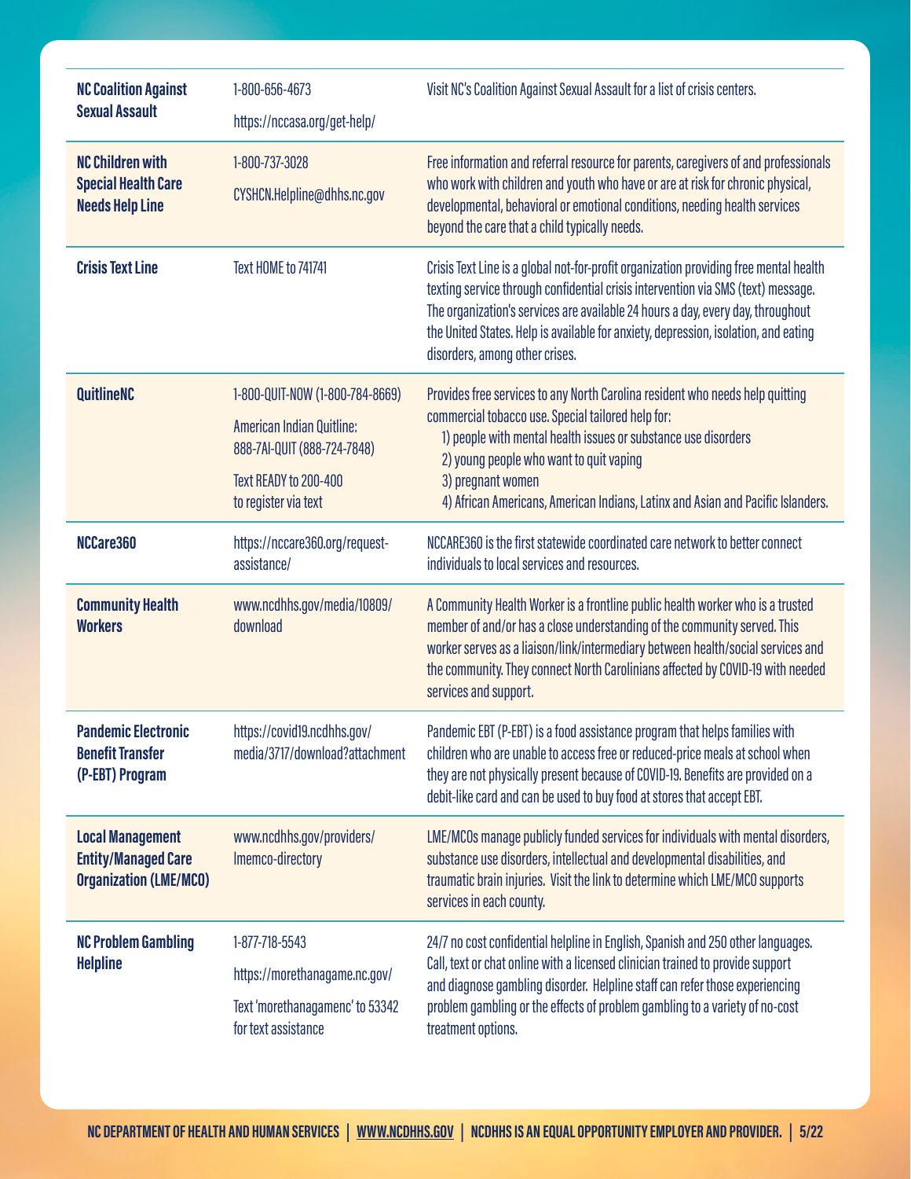| | | |
|---|---|---|
| **NC Coalition Against Sexual Assault** | 1-800-656-4673<br>https://nccasa.org/get-help/ | Visit NC's Coalition Against Sexual Assault for a list of crisis centers. |
| **NC Children with Special Health Care Needs Help Line** | 1-800-737-3028<br>CYSHCN.Helpline@dhhs.nc.gov | Free information and referral resource for parents, caregivers of and professionals who work with children and youth who have or are at risk for chronic physical, developmental, behavioral or emotional conditions, needing health services beyond the care that a child typically needs. |
| **Crisis Text Line** | Text HOME to 741741 | Crisis Text Line is a global not-for-profit organization providing free mental health texting service through confidential crisis intervention via SMS (text) message. The organization's services are available 24 hours a day, every day, throughout the United States. Help is available for anxiety, depression, isolation, and eating disorders, among other crises. |
| **QuitlineNC** | 1-800-QUIT-NOW (1-800-784-8669)<br>American Indian Quitline: 888-7AI-QUIT (888-724-7848)<br>Text READY to 200-400 to register via text | Provides free services to any North Carolina resident who needs help quitting commercial tobacco use. Special tailored help for:<br>1) people with mental health issues or substance use disorders<br>2) young people who want to quit vaping<br>3) pregnant women<br>4) African Americans, American Indians, Latinx and Asian and Pacific Islanders. |
| **NCCare360** | https://nccare360.org/request-assistance/ | NCCARE360 is the first statewide coordinated care network to better connect individuals to local services and resources. |
| **Community Health Workers** | www.ncdhhs.gov/media/10809/download | A Community Health Worker is a frontline public health worker who is a trusted member of and/or has a close understanding of the community served. This worker serves as a liaison/link/intermediary between health/social services and the community. They connect North Carolinians affected by COVID-19 with needed services and support. |
| **Pandemic Electronic Benefit Transfer (P-EBT) Program** | https://covid19.ncdhhs.gov/media/3717/download?attachment | Pandemic EBT (P-EBT) is a food assistance program that helps families with children who are unable to access free or reduced-price meals at school when they are not physically present because of COVID-19. Benefits are provided on a debit-like card and can be used to buy food at stores that accept EBT. |
| **Local Management Entity/Managed Care Organization (LME/MCO)** | www.ncdhhs.gov/providers/lmemco-directory | LME/MCOs manage publicly funded services for individuals with mental disorders, substance use disorders, intellectual and developmental disabilities, and traumatic brain injuries. Visit the link to determine which LME/MCO supports services in each county. |
| **NC Problem Gambling Helpline** | 1-877-718-5543<br>https://morethanagame.nc.gov/<br>Text 'morethanagamenc' to 53342 for text assistance | 24/7 no cost confidential helpline in English, Spanish and 250 other languages. Call, text or chat online with a licensed clinician trained to provide support and diagnose gambling disorder. Helpline staff can refer those experiencing problem gambling or the effects of problem gambling to a variety of no-cost treatment options. |